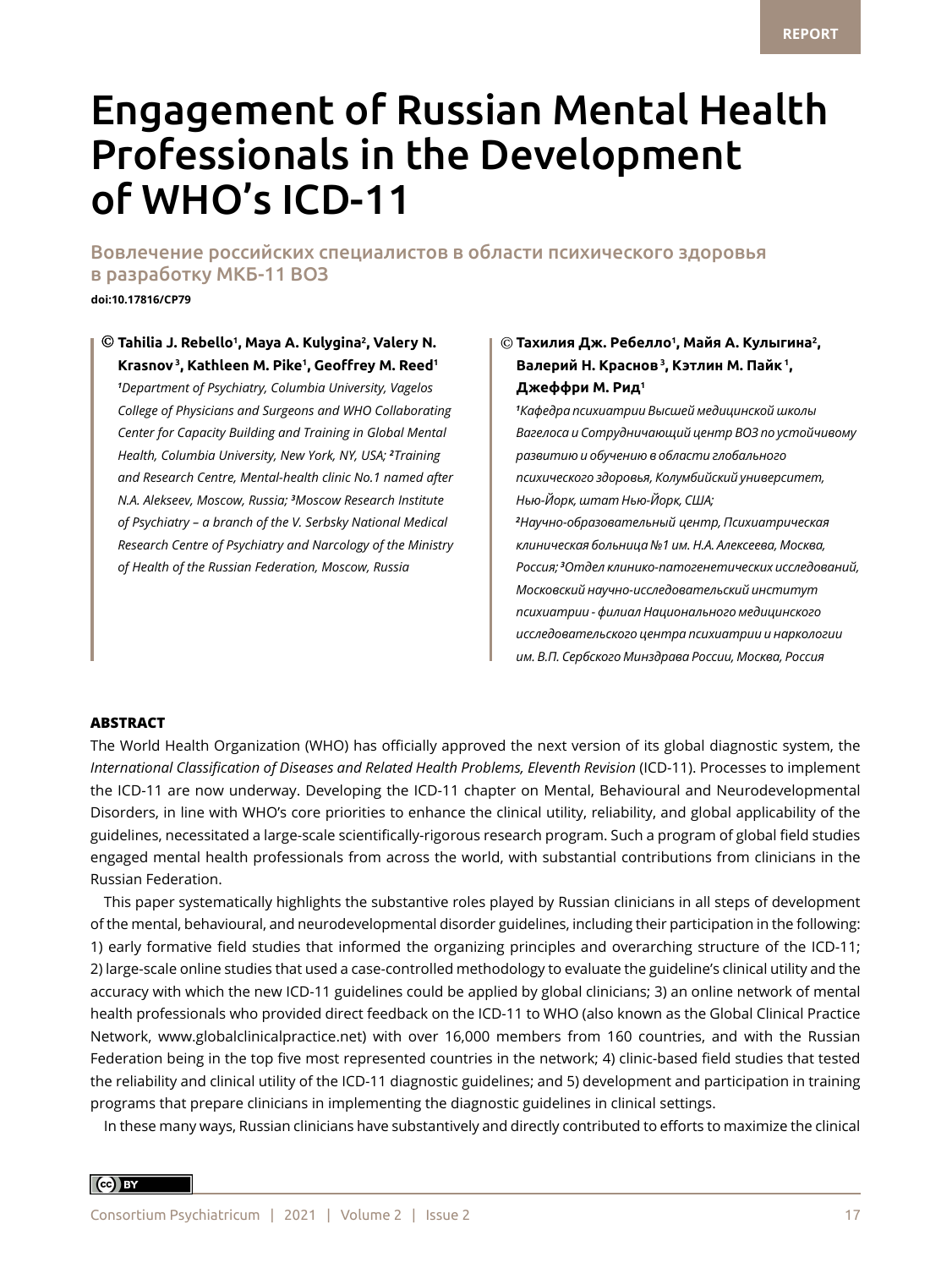REPORT

# Engagement of Russian Mental Health Professionals in the Development of WHO's ICD-11

## Вовлечение российских специалистов в области психического здоровья в разработку МКБ-11 ВОЗ

**doi:10.17816/CP79**

**© Tahilia J. Rebello[1], Maya A. Kulygina[2], Valery N. Krasnov[3], Kathleen M. Pike[1], Geoffrey M. Reed[1]**

*[1]Department of Psychiatry, Columbia University, Vagelos College of Physicians and Surgeons and WHO Collaborating Center for Capacity Building and Training in Global Mental Health, Columbia University, New York, NY, USA; [2]Training and Research Centre, Mental-health clinic No.1 named after N.A. Alekseev, Moscow, Russia; [3]Moscow Research Institute of Psychiatry – a branch of the V. Serbsky National Medical Research Centre of Psychiatry and Narcology of the Ministry of Health of the Russian Federation, Moscow, Russia*

**© Тахилия Дж. Ребелло[1], Майя А. Кулыгина[2], Валерий Н. Краснов[3], Кэтлин М. Пайк[1], Джеффри М. Рид[1]**

*[1]Кафедра психиатрии Высшей медицинской школы Вагелоса и Сотрудничающий центр ВОЗ по устойчивому развитию и обучению в области глобального психического здоровья, Колумбийский университет, Нью-Йорк, штат Нью-Йорк, США; [2]Научно-образовательный центр, Психиатрическая клиническая больница №1 им. Н.А. Алексеева, Москва, Россия; [3]Отдел клинико-патогенетических исследований, Московский научно-исследовательский институт психиатрии - филиал Национального медицинского исследовательского центра психиатрии и наркологии им. В.П. Сербского Минздрава России, Москва, Россия*

### ABSTRACT

The World Health Organization (WHO) has officially approved the next version of its global diagnostic system, the *International Classification of Diseases and Related Health Problems, Eleventh Revision* (ICD-11). Processes to implement the ICD-11 are now underway. Developing the ICD-11 chapter on Mental, Behavioural and Neurodevelopmental Disorders, in line with WHO's core priorities to enhance the clinical utility, reliability, and global applicability of the guidelines, necessitated a large-scale scientifically-rigorous research program. Such a program of global field studies engaged mental health professionals from across the world, with substantial contributions from clinicians in the Russian Federation.

This paper systematically highlights the substantive roles played by Russian clinicians in all steps of development of the mental, behavioural, and neurodevelopmental disorder guidelines, including their participation in the following: 1) early formative field studies that informed the organizing principles and overarching structure of the ICD-11; 2) large-scale online studies that used a case-controlled methodology to evaluate the guideline's clinical utility and the accuracy with which the new ICD-11 guidelines could be applied by global clinicians; 3) an online network of mental health professionals who provided direct feedback on the ICD-11 to WHO (also known as the Global Clinical Practice Network, www.globalclinicalpractice.net) with over 16,000 members from 160 countries, and with the Russian Federation being in the top five most represented countries in the network; 4) clinic-based field studies that tested the reliability and clinical utility of the ICD-11 diagnostic guidelines; and 5) development and participation in training programs that prepare clinicians in implementing the diagnostic guidelines in clinical settings.

In these many ways, Russian clinicians have substantively and directly contributed to efforts to maximize the clinical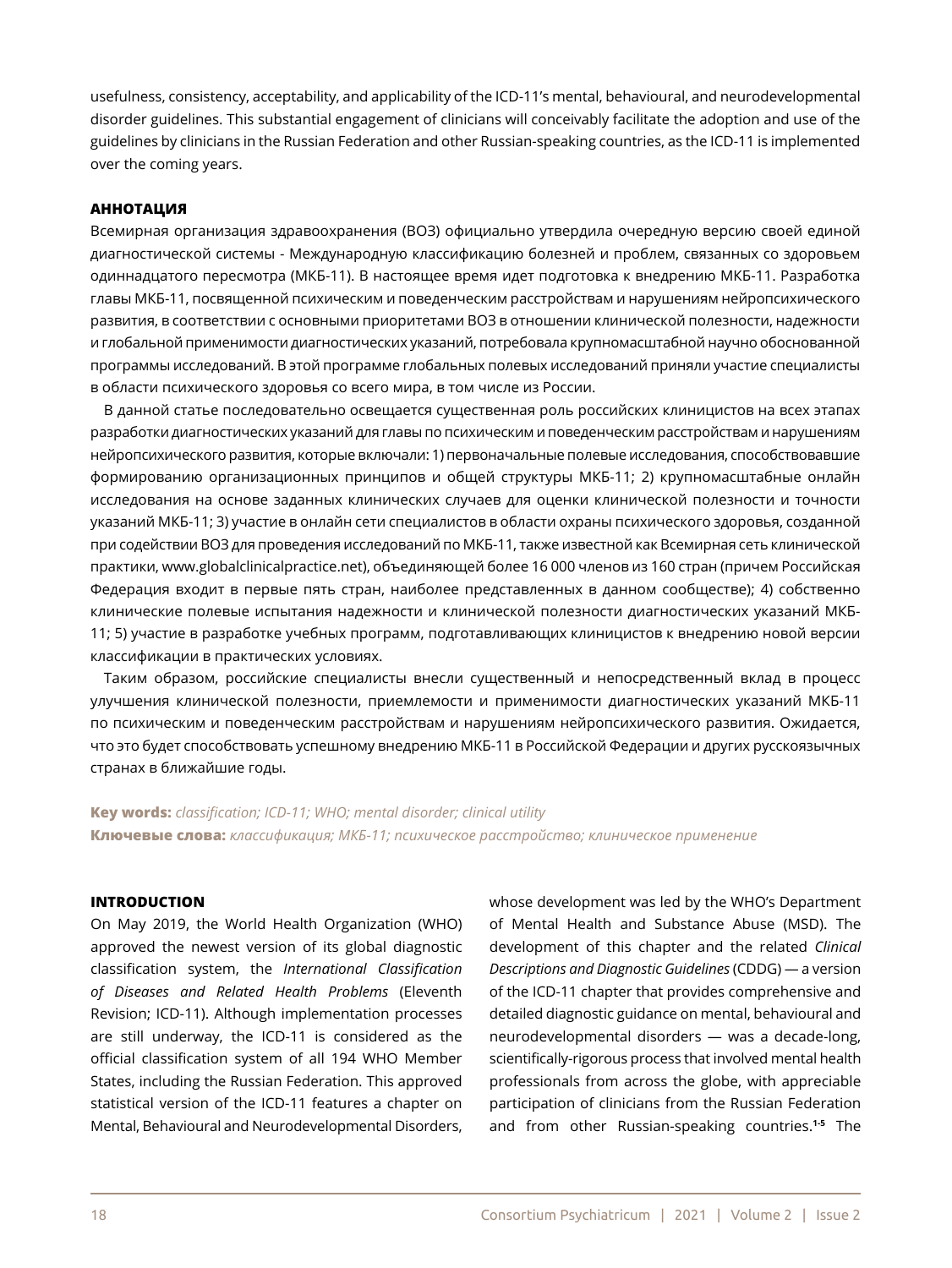usefulness, consistency, acceptability, and applicability of the ICD-11's mental, behavioural, and neurodevelopmental disorder guidelines. This substantial engagement of clinicians will conceivably facilitate the adoption and use of the guidelines by clinicians in the Russian Federation and other Russian-speaking countries, as the ICD-11 is implemented over the coming years.

### АННОТАЦИЯ

Всемирная организация здравоохранения (ВОЗ) официально утвердила очередную версию своей единой диагностической системы - Международную классификацию болезней и проблем, связанных со здоровьем одиннадцатого пересмотра (МКБ-11). В настоящее время идет подготовка к внедрению МКБ-11. Разработка главы МКБ-11, посвященной психическим и поведенческим расстройствам и нарушениям нейропсихического развития, в соответствии с основными приоритетами ВОЗ в отношении клинической полезности, надежности и глобальной применимости диагностических указаний, потребовала крупномасштабной научно обоснованной программы исследований. В этой программе глобальных полевых исследований приняли участие специалисты в области психического здоровья со всего мира, в том числе из России.

В данной статье последовательно освещается существенная роль российских клиницистов на всех этапах разработки диагностических указаний для главы по психическим и поведенческим расстройствам и нарушениям нейропсихического развития, которые включали: 1) первоначальные полевые исследования, способствовавшие формированию организационных принципов и общей структуры МКБ-11; 2) крупномасштабные онлайн исследования на основе заданных клинических случаев для оценки клинической полезности и точности указаний МКБ-11; 3) участие в онлайн сети специалистов в области охраны психического здоровья, созданной при содействии ВОЗ для проведения исследований по МКБ-11, также известной как Всемирная сеть клинической практики, www.globalclinicalpractice.net), объединяющей более 16 000 членов из 160 стран (причем Российская Федерация входит в первые пять стран, наиболее представленных в данном сообществе); 4) собственно клинические полевые испытания надежности и клинической полезности диагностических указаний МКБ-11; 5) участие в разработке учебных программ, подготавливающих клиницистов к внедрению новой версии классификации в практических условиях.

Таким образом, российские специалисты внесли существенный и непосредственный вклад в процесс улучшения клинической полезности, приемлемости и применимости диагностических указаний МКБ-11 по психическим и поведенческим расстройствам и нарушениям нейропсихического развития. Ожидается, что это будет способствовать успешному внедрению МКБ-11 в Российской Федерации и других русскоязычных странах в ближайшие годы.

**Key words:** *classification; ICD-11; WHO; mental disorder; clinical utility*

**Ключевые слова:** *классификация; МКБ-11; психическое расстройство; клиническое применение*

### INTRODUCTION

On May 2019, the World Health Organization (WHO) approved the newest version of its global diagnostic classification system, the *International Classification of Diseases and Related Health Problems* (Eleventh Revision; ICD-11). Although implementation processes are still underway, the ICD-11 is considered as the official classification system of all 194 WHO Member States, including the Russian Federation. This approved statistical version of the ICD-11 features a chapter on Mental, Behavioural and Neurodevelopmental Disorders, whose development was led by the WHO's Department of Mental Health and Substance Abuse (MSD). The development of this chapter and the related *Clinical Descriptions and Diagnostic Guidelines* (CDDG) — a version of the ICD-11 chapter that provides comprehensive and detailed diagnostic guidance on mental, behavioural and neurodevelopmental disorders — was a decade-long, scientifically-rigorous process that involved mental health professionals from across the globe, with appreciable participation of clinicians from the Russian Federation and from other Russian-speaking countries.[1-5] The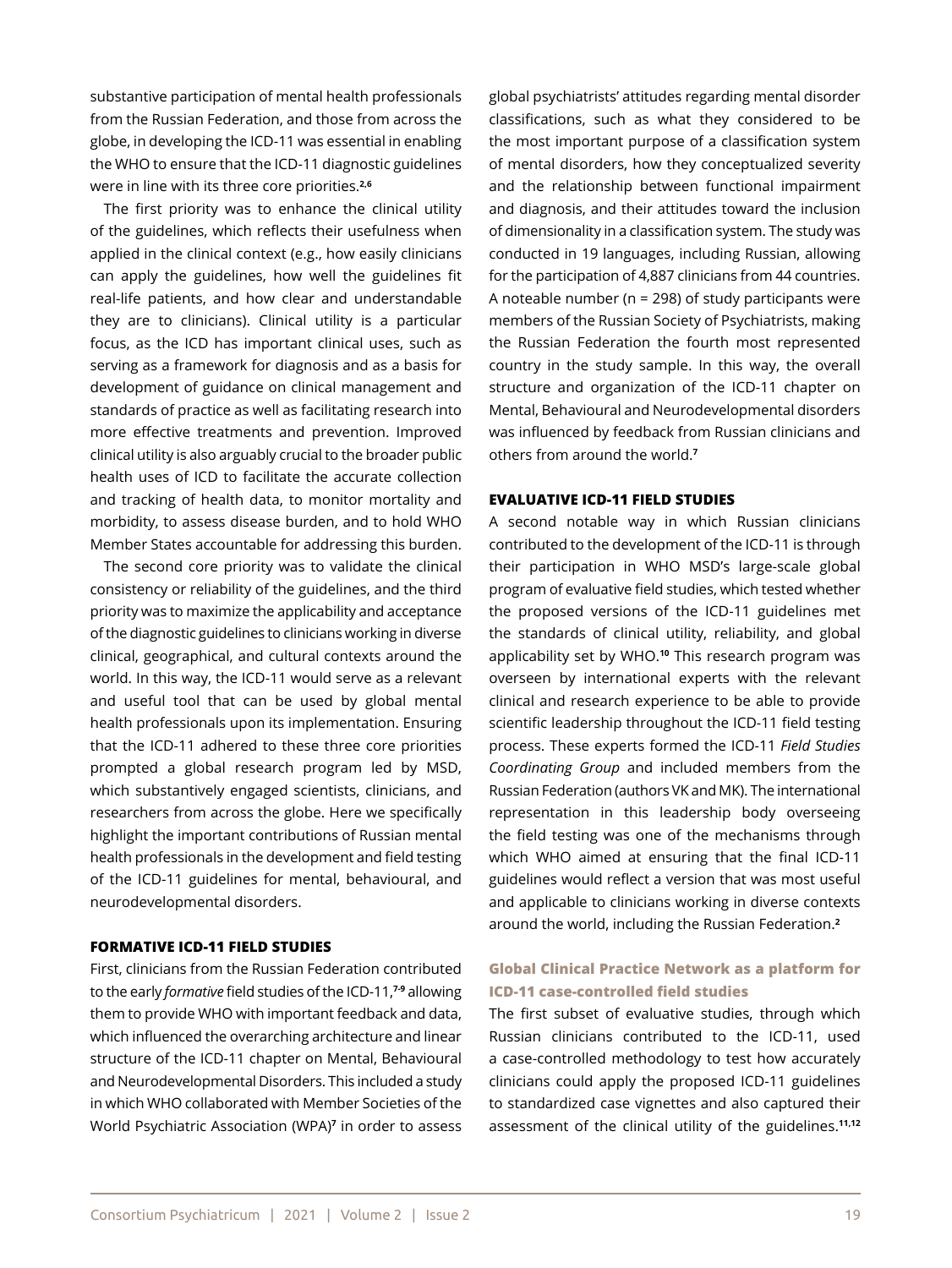substantive participation of mental health professionals from the Russian Federation, and those from across the globe, in developing the ICD-11 was essential in enabling the WHO to ensure that the ICD-11 diagnostic guidelines were in line with its three core priorities.[2,6]

The first priority was to enhance the clinical utility of the guidelines, which reflects their usefulness when applied in the clinical context (e.g., how easily clinicians can apply the guidelines, how well the guidelines fit real-life patients, and how clear and understandable they are to clinicians). Clinical utility is a particular focus, as the ICD has important clinical uses, such as serving as a framework for diagnosis and as a basis for development of guidance on clinical management and standards of practice as well as facilitating research into more effective treatments and prevention. Improved clinical utility is also arguably crucial to the broader public health uses of ICD to facilitate the accurate collection and tracking of health data, to monitor mortality and morbidity, to assess disease burden, and to hold WHO Member States accountable for addressing this burden.

The second core priority was to validate the clinical consistency or reliability of the guidelines, and the third priority was to maximize the applicability and acceptance of the diagnostic guidelines to clinicians working in diverse clinical, geographical, and cultural contexts around the world. In this way, the ICD-11 would serve as a relevant and useful tool that can be used by global mental health professionals upon its implementation. Ensuring that the ICD-11 adhered to these three core priorities prompted a global research program led by MSD, which substantively engaged scientists, clinicians, and researchers from across the globe. Here we specifically highlight the important contributions of Russian mental health professionals in the development and field testing of the ICD-11 guidelines for mental, behavioural, and neurodevelopmental disorders.

## FORMATIVE ICD-11 FIELD STUDIES

First, clinicians from the Russian Federation contributed to the early *formative* field studies of the ICD-11,[7-9] allowing them to provide WHO with important feedback and data, which influenced the overarching architecture and linear structure of the ICD-11 chapter on Mental, Behavioural and Neurodevelopmental Disorders. This included a study in which WHO collaborated with Member Societies of the World Psychiatric Association (WPA)[7] in order to assess global psychiatrists' attitudes regarding mental disorder classifications, such as what they considered to be the most important purpose of a classification system of mental disorders, how they conceptualized severity and the relationship between functional impairment and diagnosis, and their attitudes toward the inclusion of dimensionality in a classification system. The study was conducted in 19 languages, including Russian, allowing for the participation of 4,887 clinicians from 44 countries. A noteable number (n = 298) of study participants were members of the Russian Society of Psychiatrists, making the Russian Federation the fourth most represented country in the study sample. In this way, the overall structure and organization of the ICD-11 chapter on Mental, Behavioural and Neurodevelopmental disorders was influenced by feedback from Russian clinicians and others from around the world.[7]

## EVALUATIVE ICD-11 FIELD STUDIES

A second notable way in which Russian clinicians contributed to the development of the ICD-11 is through their participation in WHO MSD's large-scale global program of evaluative field studies, which tested whether the proposed versions of the ICD-11 guidelines met the standards of clinical utility, reliability, and global applicability set by WHO.[10] This research program was overseen by international experts with the relevant clinical and research experience to be able to provide scientific leadership throughout the ICD-11 field testing process. These experts formed the ICD-11 *Field Studies Coordinating Group* and included members from the Russian Federation (authors VK and MK). The international representation in this leadership body overseeing the field testing was one of the mechanisms through which WHO aimed at ensuring that the final ICD-11 guidelines would reflect a version that was most useful and applicable to clinicians working in diverse contexts around the world, including the Russian Federation.[2]

### Global Clinical Practice Network as a platform for ICD-11 case-controlled field studies

The first subset of evaluative studies, through which Russian clinicians contributed to the ICD-11, used a case-controlled methodology to test how accurately clinicians could apply the proposed ICD-11 guidelines to standardized case vignettes and also captured their assessment of the clinical utility of the guidelines.[11,12]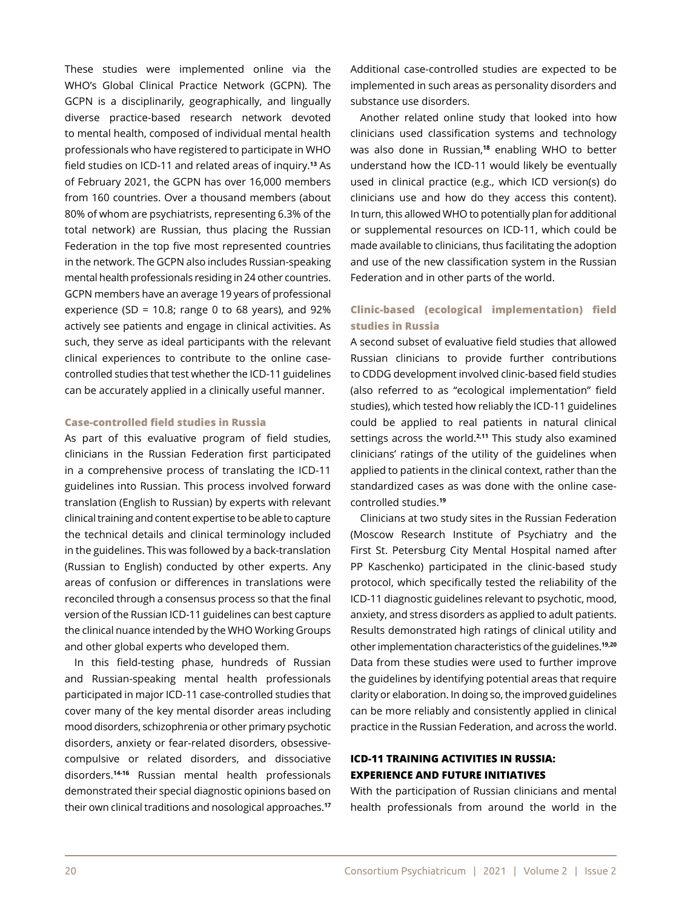These studies were implemented online via the WHO's Global Clinical Practice Network (GCPN). The GCPN is a disciplinarily, geographically, and lingually diverse practice-based research network devoted to mental health, composed of individual mental health professionals who have registered to participate in WHO field studies on ICD-11 and related areas of inquiry.[13] As of February 2021, the GCPN has over 16,000 members from 160 countries. Over a thousand members (about 80% of whom are psychiatrists, representing 6.3% of the total network) are Russian, thus placing the Russian Federation in the top five most represented countries in the network. The GCPN also includes Russian-speaking mental health professionals residing in 24 other countries. GCPN members have an average 19 years of professional experience (SD = 10.8; range 0 to 68 years), and 92% actively see patients and engage in clinical activities. As such, they serve as ideal participants with the relevant clinical experiences to contribute to the online case-controlled studies that test whether the ICD-11 guidelines can be accurately applied in a clinically useful manner.

### Case-controlled field studies in Russia

As part of this evaluative program of field studies, clinicians in the Russian Federation first participated in a comprehensive process of translating the ICD-11 guidelines into Russian. This process involved forward translation (English to Russian) by experts with relevant clinical training and content expertise to be able to capture the technical details and clinical terminology included in the guidelines. This was followed by a back-translation (Russian to English) conducted by other experts. Any areas of confusion or differences in translations were reconciled through a consensus process so that the final version of the Russian ICD-11 guidelines can best capture the clinical nuance intended by the WHO Working Groups and other global experts who developed them.

In this field-testing phase, hundreds of Russian and Russian-speaking mental health professionals participated in major ICD-11 case-controlled studies that cover many of the key mental disorder areas including mood disorders, schizophrenia or other primary psychotic disorders, anxiety or fear-related disorders, obsessive-compulsive or related disorders, and dissociative disorders.[14-16] Russian mental health professionals demonstrated their special diagnostic opinions based on their own clinical traditions and nosological approaches.[17] Additional case-controlled studies are expected to be implemented in such areas as personality disorders and substance use disorders.

Another related online study that looked into how clinicians used classification systems and technology was also done in Russian,[18] enabling WHO to better understand how the ICD-11 would likely be eventually used in clinical practice (e.g., which ICD version(s) do clinicians use and how do they access this content). In turn, this allowed WHO to potentially plan for additional or supplemental resources on ICD-11, which could be made available to clinicians, thus facilitating the adoption and use of the new classification system in the Russian Federation and in other parts of the world.

### Clinic-based (ecological implementation) field studies in Russia

A second subset of evaluative field studies that allowed Russian clinicians to provide further contributions to CDDG development involved clinic-based field studies (also referred to as "ecological implementation" field studies), which tested how reliably the ICD-11 guidelines could be applied to real patients in natural clinical settings across the world.[2,11] This study also examined clinicians' ratings of the utility of the guidelines when applied to patients in the clinical context, rather than the standardized cases as was done with the online case-controlled studies.[19]

Clinicians at two study sites in the Russian Federation (Moscow Research Institute of Psychiatry and the First St. Petersburg City Mental Hospital named after PP Kaschenko) participated in the clinic-based study protocol, which specifically tested the reliability of the ICD-11 diagnostic guidelines relevant to psychotic, mood, anxiety, and stress disorders as applied to adult patients. Results demonstrated high ratings of clinical utility and other implementation characteristics of the guidelines.[19,20] Data from these studies were used to further improve the guidelines by identifying potential areas that require clarity or elaboration. In doing so, the improved guidelines can be more reliably and consistently applied in clinical practice in the Russian Federation, and across the world.

## ICD-11 TRAINING ACTIVITIES IN RUSSIA: EXPERIENCE AND FUTURE INITIATIVES

With the participation of Russian clinicians and mental health professionals from around the world in the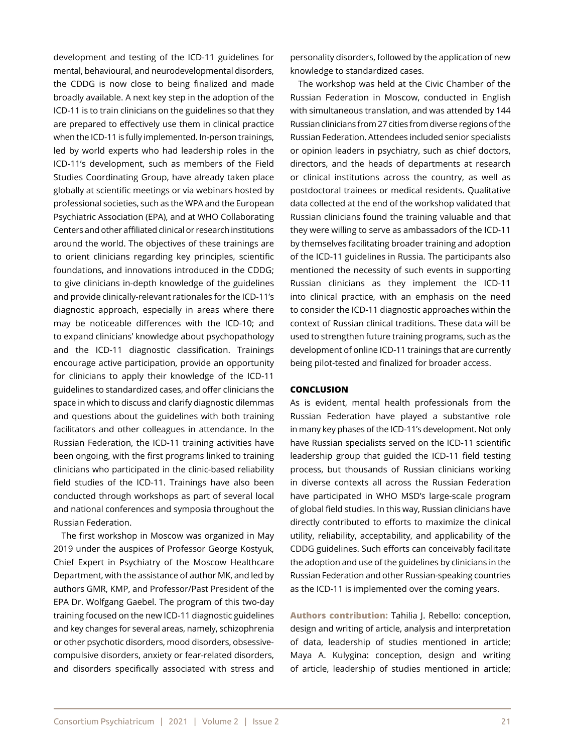development and testing of the ICD-11 guidelines for mental, behavioural, and neurodevelopmental disorders, the CDDG is now close to being finalized and made broadly available. A next key step in the adoption of the ICD-11 is to train clinicians on the guidelines so that they are prepared to effectively use them in clinical practice when the ICD-11 is fully implemented. In-person trainings, led by world experts who had leadership roles in the ICD-11's development, such as members of the Field Studies Coordinating Group, have already taken place globally at scientific meetings or via webinars hosted by professional societies, such as the WPA and the European Psychiatric Association (EPA), and at WHO Collaborating Centers and other affiliated clinical or research institutions around the world. The objectives of these trainings are to orient clinicians regarding key principles, scientific foundations, and innovations introduced in the CDDG; to give clinicians in-depth knowledge of the guidelines and provide clinically-relevant rationales for the ICD-11's diagnostic approach, especially in areas where there may be noticeable differences with the ICD-10; and to expand clinicians' knowledge about psychopathology and the ICD-11 diagnostic classification. Trainings encourage active participation, provide an opportunity for clinicians to apply their knowledge of the ICD-11 guidelines to standardized cases, and offer clinicians the space in which to discuss and clarify diagnostic dilemmas and questions about the guidelines with both training facilitators and other colleagues in attendance. In the Russian Federation, the ICD-11 training activities have been ongoing, with the first programs linked to training clinicians who participated in the clinic-based reliability field studies of the ICD-11. Trainings have also been conducted through workshops as part of several local and national conferences and symposia throughout the Russian Federation.

The first workshop in Moscow was organized in May 2019 under the auspices of Professor George Kostyuk, Chief Expert in Psychiatry of the Moscow Healthcare Department, with the assistance of author MK, and led by authors GMR, KMP, and Professor/Past President of the EPA Dr. Wolfgang Gaebel. The program of this two-day training focused on the new ICD-11 diagnostic guidelines and key changes for several areas, namely, schizophrenia or other psychotic disorders, mood disorders, obsessive-compulsive disorders, anxiety or fear-related disorders, and disorders specifically associated with stress and personality disorders, followed by the application of new knowledge to standardized cases.

The workshop was held at the Civic Chamber of the Russian Federation in Moscow, conducted in English with simultaneous translation, and was attended by 144 Russian clinicians from 27 cities from diverse regions of the Russian Federation. Attendees included senior specialists or opinion leaders in psychiatry, such as chief doctors, directors, and the heads of departments at research or clinical institutions across the country, as well as postdoctoral trainees or medical residents. Qualitative data collected at the end of the workshop validated that Russian clinicians found the training valuable and that they were willing to serve as ambassadors of the ICD-11 by themselves facilitating broader training and adoption of the ICD-11 guidelines in Russia. The participants also mentioned the necessity of such events in supporting Russian clinicians as they implement the ICD-11 into clinical practice, with an emphasis on the need to consider the ICD-11 diagnostic approaches within the context of Russian clinical traditions. These data will be used to strengthen future training programs, such as the development of online ICD-11 trainings that are currently being pilot-tested and finalized for broader access.

## CONCLUSION

As is evident, mental health professionals from the Russian Federation have played a substantive role in many key phases of the ICD-11's development. Not only have Russian specialists served on the ICD-11 scientific leadership group that guided the ICD-11 field testing process, but thousands of Russian clinicians working in diverse contexts all across the Russian Federation have participated in WHO MSD's large-scale program of global field studies. In this way, Russian clinicians have directly contributed to efforts to maximize the clinical utility, reliability, acceptability, and applicability of the CDDG guidelines. Such efforts can conceivably facilitate the adoption and use of the guidelines by clinicians in the Russian Federation and other Russian-speaking countries as the ICD-11 is implemented over the coming years.

**Authors contribution:** Tahilia J. Rebello: conception, design and writing of article, analysis and interpretation of data, leadership of studies mentioned in article; Maya A. Kulygina: conception, design and writing of article, leadership of studies mentioned in article;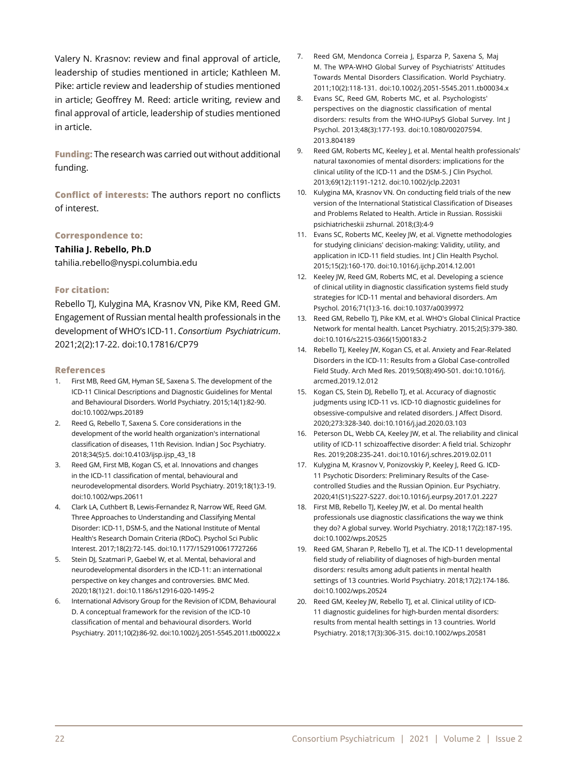Valery N. Krasnov: review and final approval of article, leadership of studies mentioned in article; Kathleen M. Pike: article review and leadership of studies mentioned in article; Geoffrey M. Reed: article writing, review and final approval of article, leadership of studies mentioned in article.

**Funding:** The research was carried out without additional funding.

**Conflict of interests:** The authors report no conflicts of interest.

**Correspondence to:**

**Tahilia J. Rebello, Ph.D**

tahilia.rebello@nyspi.columbia.edu

**For citation:**

Rebello TJ, Kulygina MA, Krasnov VN, Pike KM, Reed GM. Engagement of Russian mental health professionals in the development of WHO's ICD-11. *Consortium Psychiatricum*. 2021;2(2):17-22. doi:10.17816/CP79

## References

1. First MB, Reed GM, Hyman SE, Saxena S. The development of the ICD-11 Clinical Descriptions and Diagnostic Guidelines for Mental and Behavioural Disorders. World Psychiatry. 2015;14(1):82-90. doi:10.1002/wps.20189
2. Reed G, Rebello T, Saxena S. Core considerations in the development of the world health organization's international classification of diseases, 11th Revision. Indian J Soc Psychiatry. 2018;34(5):5. doi:10.4103/ijsp.ijsp_43_18
3. Reed GM, First MB, Kogan CS, et al. Innovations and changes in the ICD-11 classification of mental, behavioural and neurodevelopmental disorders. World Psychiatry. 2019;18(1):3-19. doi:10.1002/wps.20611
4. Clark LA, Cuthbert B, Lewis-Fernandez R, Narrow WE, Reed GM. Three Approaches to Understanding and Classifying Mental Disorder: ICD-11, DSM-5, and the National Institute of Mental Health's Research Domain Criteria (RDoC). Psychol Sci Public Interest. 2017;18(2):72-145. doi:10.1177/1529100617727266
5. Stein DJ, Szatmari P, Gaebel W, et al. Mental, behavioral and neurodevelopmental disorders in the ICD-11: an international perspective on key changes and controversies. BMC Med. 2020;18(1):21. doi:10.1186/s12916-020-1495-2
6. International Advisory Group for the Revision of ICDM, Behavioural D. A conceptual framework for the revision of the ICD-10 classification of mental and behavioural disorders. World Psychiatry. 2011;10(2):86-92. doi:10.1002/j.2051-5545.2011.tb00022.x
7. Reed GM, Mendonca Correia J, Esparza P, Saxena S, Maj M. The WPA-WHO Global Survey of Psychiatrists' Attitudes Towards Mental Disorders Classification. World Psychiatry. 2011;10(2):118-131. doi:10.1002/j.2051-5545.2011.tb00034.x
8. Evans SC, Reed GM, Roberts MC, et al. Psychologists' perspectives on the diagnostic classification of mental disorders: results from the WHO-IUPsyS Global Survey. Int J Psychol. 2013;48(3):177-193. doi:10.1080/00207594.2013.804189
9. Reed GM, Roberts MC, Keeley J, et al. Mental health professionals' natural taxonomies of mental disorders: implications for the clinical utility of the ICD-11 and the DSM-5. J Clin Psychol. 2013;69(12):1191-1212. doi:10.1002/jclp.22031
10. Kulygina MA, Krasnov VN. On conducting field trials of the new version of the International Statistical Classification of Diseases and Problems Related to Health. Article in Russian. Rossiskii psichiatricheskii zshurnal. 2018;(3):4-9
11. Evans SC, Roberts MC, Keeley JW, et al. Vignette methodologies for studying clinicians' decision-making: Validity, utility, and application in ICD-11 field studies. Int J Clin Health Psychol. 2015;15(2):160-170. doi:10.1016/j.ijchp.2014.12.001
12. Keeley JW, Reed GM, Roberts MC, et al. Developing a science of clinical utility in diagnostic classification systems field study strategies for ICD-11 mental and behavioral disorders. Am Psychol. 2016;71(1):3-16. doi:10.1037/a0039972
13. Reed GM, Rebello TJ, Pike KM, et al. WHO's Global Clinical Practice Network for mental health. Lancet Psychiatry. 2015;2(5):379-380. doi:10.1016/s2215-0366(15)00183-2
14. Rebello TJ, Keeley JW, Kogan CS, et al. Anxiety and Fear-Related Disorders in the ICD-11: Results from a Global Case-controlled Field Study. Arch Med Res. 2019;50(8):490-501. doi:10.1016/j.arcmed.2019.12.012
15. Kogan CS, Stein DJ, Rebello TJ, et al. Accuracy of diagnostic judgments using ICD-11 vs. ICD-10 diagnostic guidelines for obsessive-compulsive and related disorders. J Affect Disord. 2020;273:328-340. doi:10.1016/j.jad.2020.03.103
16. Peterson DL, Webb CA, Keeley JW, et al. The reliability and clinical utility of ICD-11 schizoaffective disorder: A field trial. Schizophr Res. 2019;208:235-241. doi:10.1016/j.schres.2019.02.011
17. Kulygina M, Krasnov V, Ponizovskiy P, Keeley J, Reed G. ICD-11 Psychotic Disorders: Preliminary Results of the Case-controlled Studies and the Russian Opinion. Eur Psychiatry. 2020;41(S1):S227-S227. doi:10.1016/j.eurpsy.2017.01.2227
18. First MB, Rebello TJ, Keeley JW, et al. Do mental health professionals use diagnostic classifications the way we think they do? A global survey. World Psychiatry. 2018;17(2):187-195. doi:10.1002/wps.20525
19. Reed GM, Sharan P, Rebello TJ, et al. The ICD-11 developmental field study of reliability of diagnoses of high-burden mental disorders: results among adult patients in mental health settings of 13 countries. World Psychiatry. 2018;17(2):174-186. doi:10.1002/wps.20524
20. Reed GM, Keeley JW, Rebello TJ, et al. Clinical utility of ICD-11 diagnostic guidelines for high-burden mental disorders: results from mental health settings in 13 countries. World Psychiatry. 2018;17(3):306-315. doi:10.1002/wps.20581